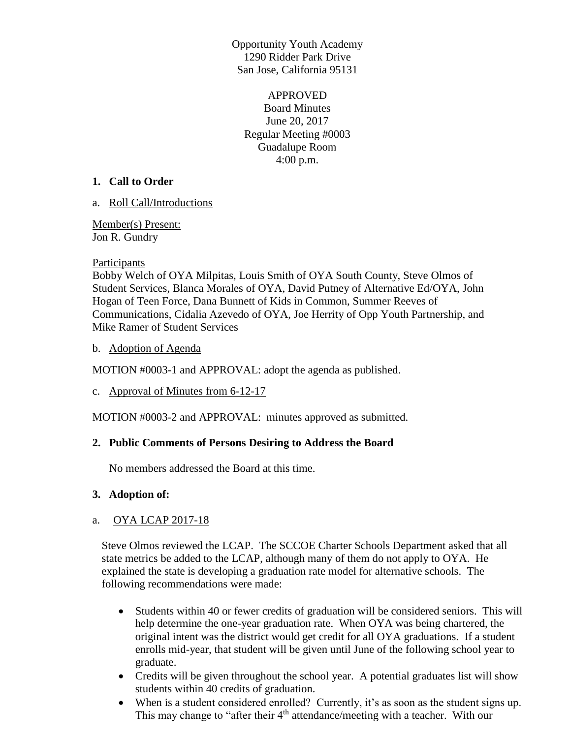Opportunity Youth Academy
1290 Ridder Park Drive
San Jose, California 95131

APPROVED
Board Minutes
June 20, 2017
Regular Meeting #0003
Guadalupe Room
4:00 p.m.

## 1. Call to Order

a. Roll Call/Introductions

Member(s) Present:
Jon R. Gundry

Participants
Bobby Welch of OYA Milpitas, Louis Smith of OYA South County, Steve Olmos of Student Services, Blanca Morales of OYA, David Putney of Alternative Ed/OYA, John Hogan of Teen Force, Dana Bunnett of Kids in Common, Summer Reeves of Communications, Cidalia Azevedo of OYA, Joe Herrity of Opp Youth Partnership, and Mike Ramer of Student Services

b. Adoption of Agenda

MOTION #0003-1 and APPROVAL: adopt the agenda as published.

c. Approval of Minutes from 6-12-17

MOTION #0003-2 and APPROVAL: minutes approved as submitted.

## 2. Public Comments of Persons Desiring to Address the Board

No members addressed the Board at this time.

## 3. Adoption of:

a. OYA LCAP 2017-18

Steve Olmos reviewed the LCAP. The SCCOE Charter Schools Department asked that all state metrics be added to the LCAP, although many of them do not apply to OYA. He explained the state is developing a graduation rate model for alternative schools. The following recommendations were made:

- Students within 40 or fewer credits of graduation will be considered seniors. This will help determine the one-year graduation rate. When OYA was being chartered, the original intent was the district would get credit for all OYA graduations. If a student enrolls mid-year, that student will be given until June of the following school year to graduate.
- Credits will be given throughout the school year. A potential graduates list will show students within 40 credits of graduation.
- When is a student considered enrolled? Currently, it's as soon as the student signs up. This may change to "after their 4th attendance/meeting with a teacher. With our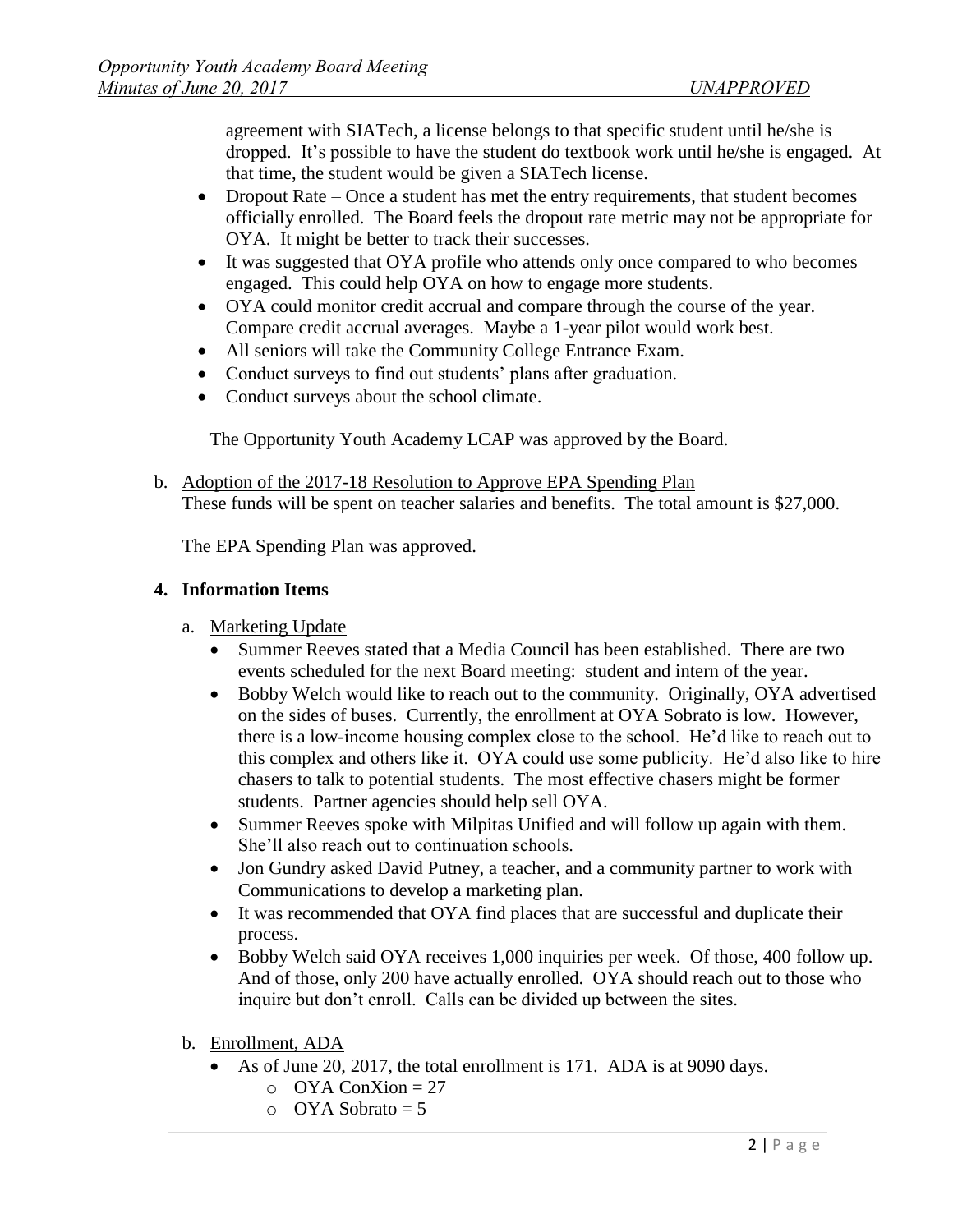agreement with SIATech, a license belongs to that specific student until he/she is dropped. It's possible to have the student do textbook work until he/she is engaged. At that time, the student would be given a SIATech license.

- Dropout Rate – Once a student has met the entry requirements, that student becomes officially enrolled. The Board feels the dropout rate metric may not be appropriate for OYA. It might be better to track their successes.
- It was suggested that OYA profile who attends only once compared to who becomes engaged. This could help OYA on how to engage more students.
- OYA could monitor credit accrual and compare through the course of the year. Compare credit accrual averages. Maybe a 1-year pilot would work best.
- All seniors will take the Community College Entrance Exam.
- Conduct surveys to find out students' plans after graduation.
- Conduct surveys about the school climate.

The Opportunity Youth Academy LCAP was approved by the Board.

b. Adoption of the 2017-18 Resolution to Approve EPA Spending Plan
These funds will be spent on teacher salaries and benefits. The total amount is $27,000.

The EPA Spending Plan was approved.

**4. Information Items**

a. Marketing Update

- Summer Reeves stated that a Media Council has been established. There are two events scheduled for the next Board meeting: student and intern of the year.
- Bobby Welch would like to reach out to the community. Originally, OYA advertised on the sides of buses. Currently, the enrollment at OYA Sobrato is low. However, there is a low-income housing complex close to the school. He'd like to reach out to this complex and others like it. OYA could use some publicity. He'd also like to hire chasers to talk to potential students. The most effective chasers might be former students. Partner agencies should help sell OYA.
- Summer Reeves spoke with Milpitas Unified and will follow up again with them. She'll also reach out to continuation schools.
- Jon Gundry asked David Putney, a teacher, and a community partner to work with Communications to develop a marketing plan.
- It was recommended that OYA find places that are successful and duplicate their process.
- Bobby Welch said OYA receives 1,000 inquiries per week. Of those, 400 follow up. And of those, only 200 have actually enrolled. OYA should reach out to those who inquire but don't enroll. Calls can be divided up between the sites.

b. Enrollment, ADA

- As of June 20, 2017, the total enrollment is 171. ADA is at 9090 days.
  - OYA ConXion = 27
  - OYA Sobrato = 5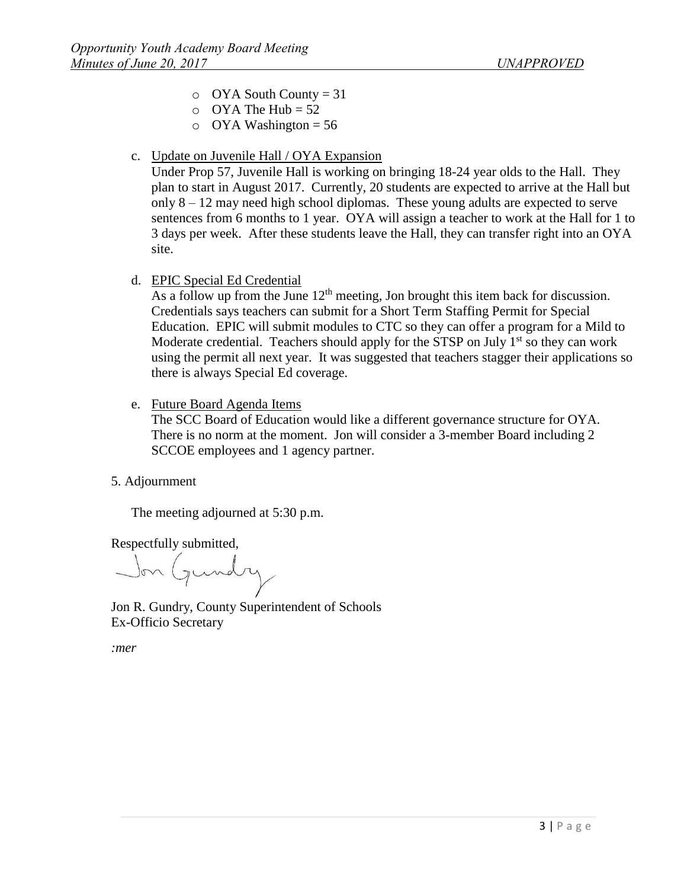- OYA South County = 31
- OYA The Hub = 52
- OYA Washington = 56

c. Update on Juvenile Hall / OYA Expansion

Under Prop 57, Juvenile Hall is working on bringing 18-24 year olds to the Hall. They plan to start in August 2017. Currently, 20 students are expected to arrive at the Hall but only 8 – 12 may need high school diplomas. These young adults are expected to serve sentences from 6 months to 1 year. OYA will assign a teacher to work at the Hall for 1 to 3 days per week. After these students leave the Hall, they can transfer right into an OYA site.

d. EPIC Special Ed Credential

As a follow up from the June 12th meeting, Jon brought this item back for discussion. Credentials says teachers can submit for a Short Term Staffing Permit for Special Education. EPIC will submit modules to CTC so they can offer a program for a Mild to Moderate credential. Teachers should apply for the STSP on July 1st so they can work using the permit all next year. It was suggested that teachers stagger their applications so there is always Special Ed coverage.

e. Future Board Agenda Items

The SCC Board of Education would like a different governance structure for OYA. There is no norm at the moment. Jon will consider a 3-member Board including 2 SCCOE employees and 1 agency partner.

5. Adjournment

The meeting adjourned at 5:30 p.m.

Respectfully submitted,

Jon R. Gundry, County Superintendent of Schools
Ex-Officio Secretary

*:mer*